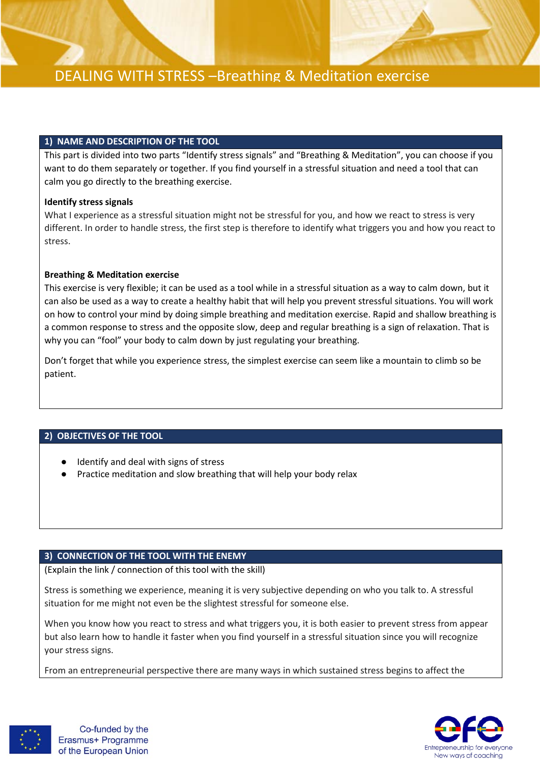# DEALING WITH STRESS –Breathing & Meditation exercise

## 1) NAME AND DESCRIPTION OF THE TOOL

This part is divided into two parts “Identify stress signals” and “Breathing & Meditation”, you can choose if you want to do them separately or together. If you find yourself in a stressful situation and need a tool that can calm you go directly to the breathing exercise.

**Identify stress signals**

What I experience as a stressful situation might not be stressful for you, and how we react to stress is very different. In order to handle stress, the first step is therefore to identify what triggers you and how you react to stress.

**Breathing & Meditation exercise**

This exercise is very flexible; it can be used as a tool while in a stressful situation as a way to calm down, but it can also be used as a way to create a healthy habit that will help you prevent stressful situations. You will work on how to control your mind by doing simple breathing and meditation exercise. Rapid and shallow breathing is a common response to stress and the opposite slow, deep and regular breathing is a sign of relaxation. That is why you can “fool” your body to calm down by just regulating your breathing.

Don’t forget that while you experience stress, the simplest exercise can seem like a mountain to climb so be patient.

## 2) OBJECTIVES OF THE TOOL

- Identify and deal with signs of stress
- Practice meditation and slow breathing that will help your body relax

## 3) CONNECTION OF THE TOOL WITH THE ENEMY

(Explain the link / connection of this tool with the skill)

Stress is something we experience, meaning it is very subjective depending on who you talk to. A stressful situation for me might not even be the slightest stressful for someone else.

When you know how you react to stress and what triggers you, it is both easier to prevent stress from appear but also learn how to handle it faster when you find yourself in a stressful situation since you will recognize your stress signs.

From an entrepreneurial perspective there are many ways in which sustained stress begins to affect the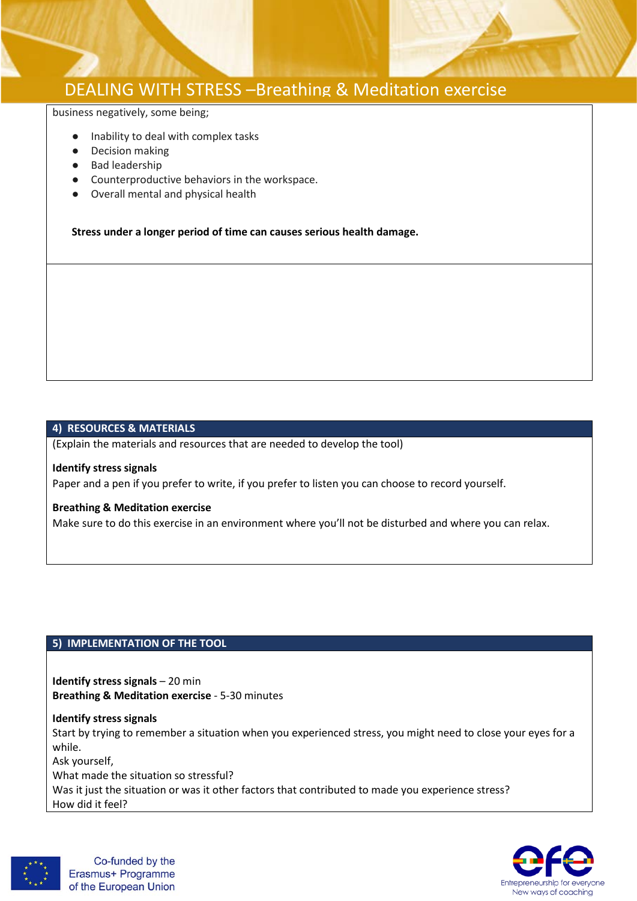business negatively, some being;

- Inability to deal with complex tasks
- Decision making
- Bad leadership
- Counterproductive behaviors in the workspace.
- Overall mental and physical health

**Stress under a longer period of time can causes serious health damage.**

## 4) RESOURCES & MATERIALS

(Explain the materials and resources that are needed to develop the tool)

**Identify stress signals**
Paper and a pen if you prefer to write, if you prefer to listen you can choose to record yourself.

**Breathing & Meditation exercise**
Make sure to do this exercise in an environment where you'll not be disturbed and where you can relax.

## 5) IMPLEMENTATION OF THE TOOL

**Identify stress signals** – 20 min
**Breathing & Meditation exercise** - 5-30 minutes

**Identify stress signals**
Start by trying to remember a situation when you experienced stress, you might need to close your eyes for a while.
Ask yourself,
What made the situation so stressful?
Was it just the situation or was it other factors that contributed to made you experience stress?
How did it feel?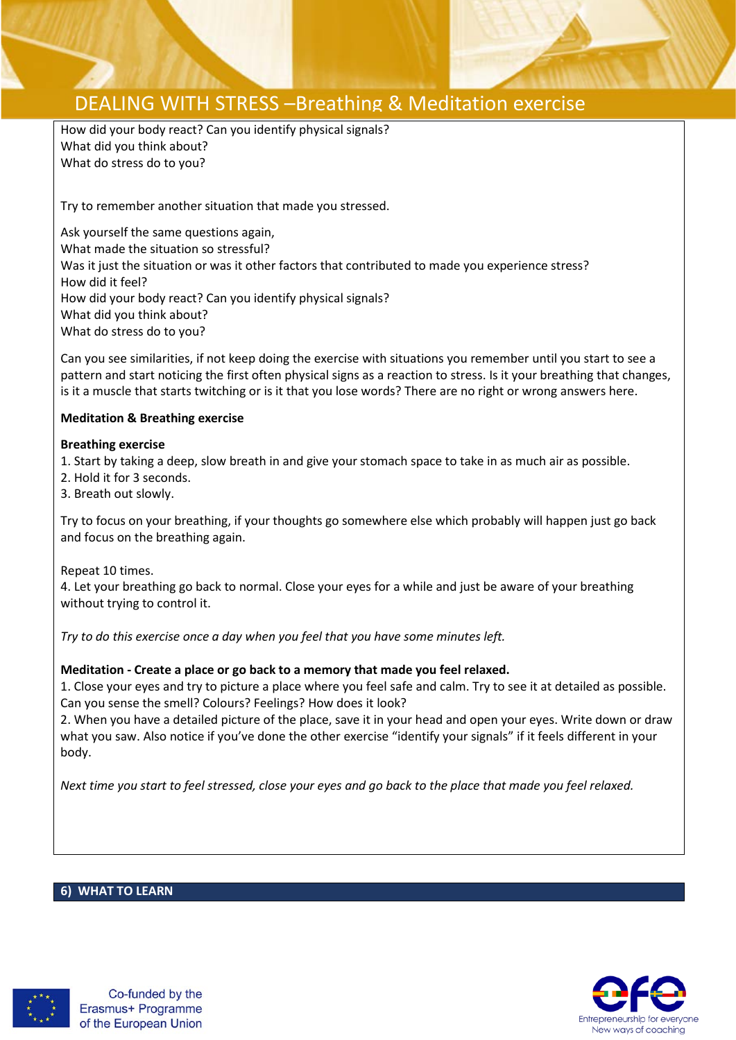How did your body react? Can you identify physical signals?
What did you think about?
What do stress do to you?

Try to remember another situation that made you stressed.

Ask yourself the same questions again,
What made the situation so stressful?
Was it just the situation or was it other factors that contributed to made you experience stress?
How did it feel?
How did your body react? Can you identify physical signals?
What did you think about?
What do stress do to you?

Can you see similarities, if not keep doing the exercise with situations you remember until you start to see a pattern and start noticing the first often physical signs as a reaction to stress. Is it your breathing that changes, is it a muscle that starts twitching or is it that you lose words? There are no right or wrong answers here.

**Meditation & Breathing exercise**

**Breathing exercise**

1. Start by taking a deep, slow breath in and give your stomach space to take in as much air as possible.
2. Hold it for 3 seconds.
3. Breath out slowly.

Try to focus on your breathing, if your thoughts go somewhere else which probably will happen just go back and focus on the breathing again.

Repeat 10 times.

4. Let your breathing go back to normal. Close your eyes for a while and just be aware of your breathing without trying to control it.

*Try to do this exercise once a day when you feel that you have some minutes left.*

**Meditation - Create a place or go back to a memory that made you feel relaxed.**

1. Close your eyes and try to picture a place where you feel safe and calm. Try to see it at detailed as possible. Can you sense the smell? Colours? Feelings? How does it look?
2. When you have a detailed picture of the place, save it in your head and open your eyes. Write down or draw what you saw. Also notice if you've done the other exercise "identify your signals" if it feels different in your body.

*Next time you start to feel stressed, close your eyes and go back to the place that made you feel relaxed.*

## 6) WHAT TO LEARN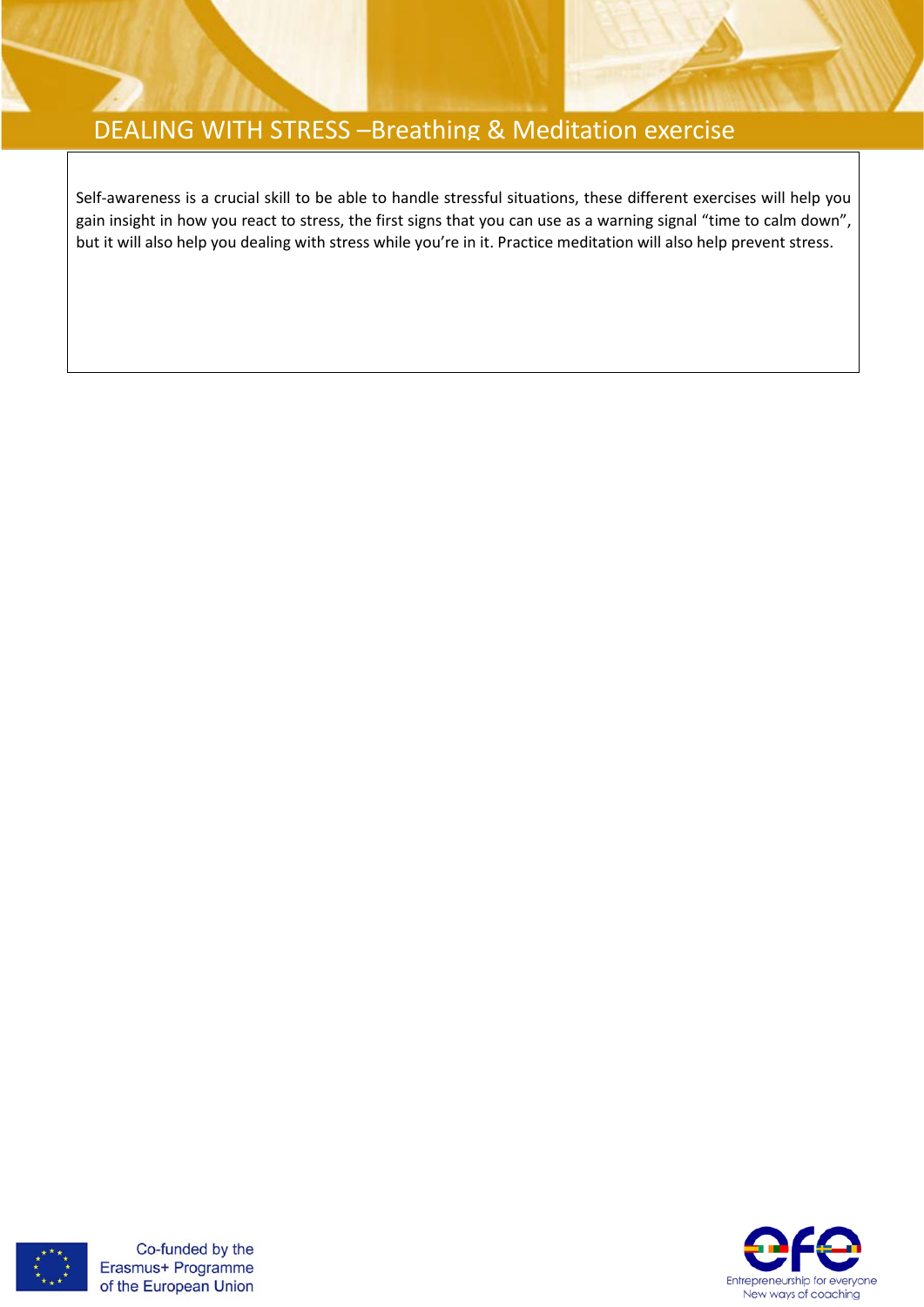# DEALING WITH STRESS –Breathing & Meditation exercise

Self-awareness is a crucial skill to be able to handle stressful situations, these different exercises will help you gain insight in how you react to stress, the first signs that you can use as a warning signal "time to calm down", but it will also help you dealing with stress while you're in it. Practice meditation will also help prevent stress.

Co-funded by the Erasmus+ Programme of the European Union

Entrepreneurship for everyone
New ways of coaching